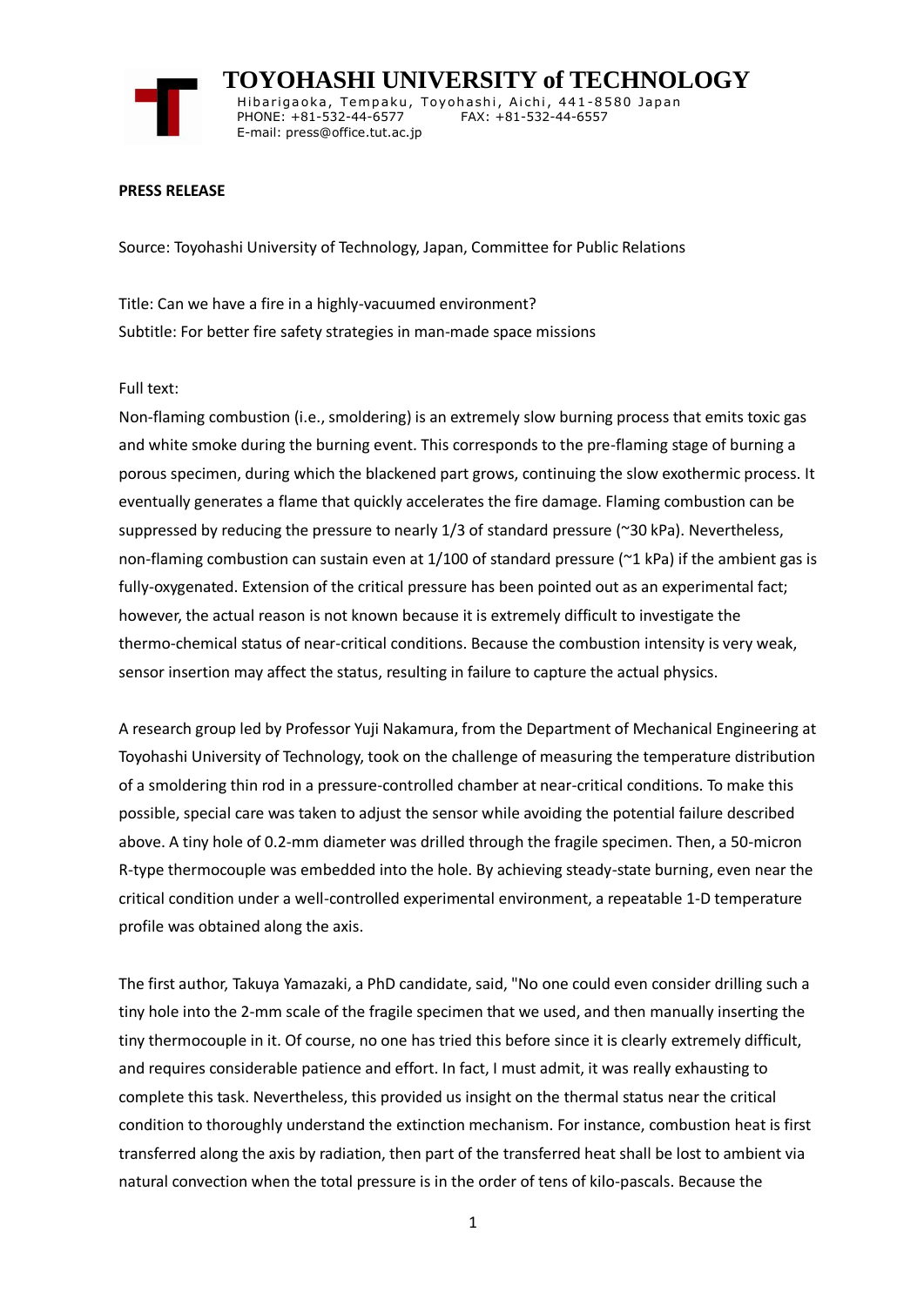# TOYOHASHI UNIVERSITY of TECHNOLOGY

Hibarigaoka, Tempaku, Toyohashi, Aichi, 441-8580 Japan
PHONE: +81-532-44-6577 FAX: +81-532-44-6557
E-mail: press@office.tut.ac.jp

**PRESS RELEASE**

Source: Toyohashi University of Technology, Japan, Committee for Public Relations

Title: Can we have a fire in a highly-vacuumed environment?
Subtitle: For better fire safety strategies in man-made space missions

Full text:
Non-flaming combustion (i.e., smoldering) is an extremely slow burning process that emits toxic gas and white smoke during the burning event. This corresponds to the pre-flaming stage of burning a porous specimen, during which the blackened part grows, continuing the slow exothermic process. It eventually generates a flame that quickly accelerates the fire damage. Flaming combustion can be suppressed by reducing the pressure to nearly 1/3 of standard pressure (~30 kPa). Nevertheless, non-flaming combustion can sustain even at 1/100 of standard pressure (~1 kPa) if the ambient gas is fully-oxygenated. Extension of the critical pressure has been pointed out as an experimental fact; however, the actual reason is not known because it is extremely difficult to investigate the thermo-chemical status of near-critical conditions. Because the combustion intensity is very weak, sensor insertion may affect the status, resulting in failure to capture the actual physics.

A research group led by Professor Yuji Nakamura, from the Department of Mechanical Engineering at Toyohashi University of Technology, took on the challenge of measuring the temperature distribution of a smoldering thin rod in a pressure-controlled chamber at near-critical conditions. To make this possible, special care was taken to adjust the sensor while avoiding the potential failure described above. A tiny hole of 0.2-mm diameter was drilled through the fragile specimen. Then, a 50-micron R-type thermocouple was embedded into the hole. By achieving steady-state burning, even near the critical condition under a well-controlled experimental environment, a repeatable 1-D temperature profile was obtained along the axis.

The first author, Takuya Yamazaki, a PhD candidate, said, "No one could even consider drilling such a tiny hole into the 2-mm scale of the fragile specimen that we used, and then manually inserting the tiny thermocouple in it. Of course, no one has tried this before since it is clearly extremely difficult, and requires considerable patience and effort. In fact, I must admit, it was really exhausting to complete this task. Nevertheless, this provided us insight on the thermal status near the critical condition to thoroughly understand the extinction mechanism. For instance, combustion heat is first transferred along the axis by radiation, then part of the transferred heat shall be lost to ambient via natural convection when the total pressure is in the order of tens of kilo-pascals. Because the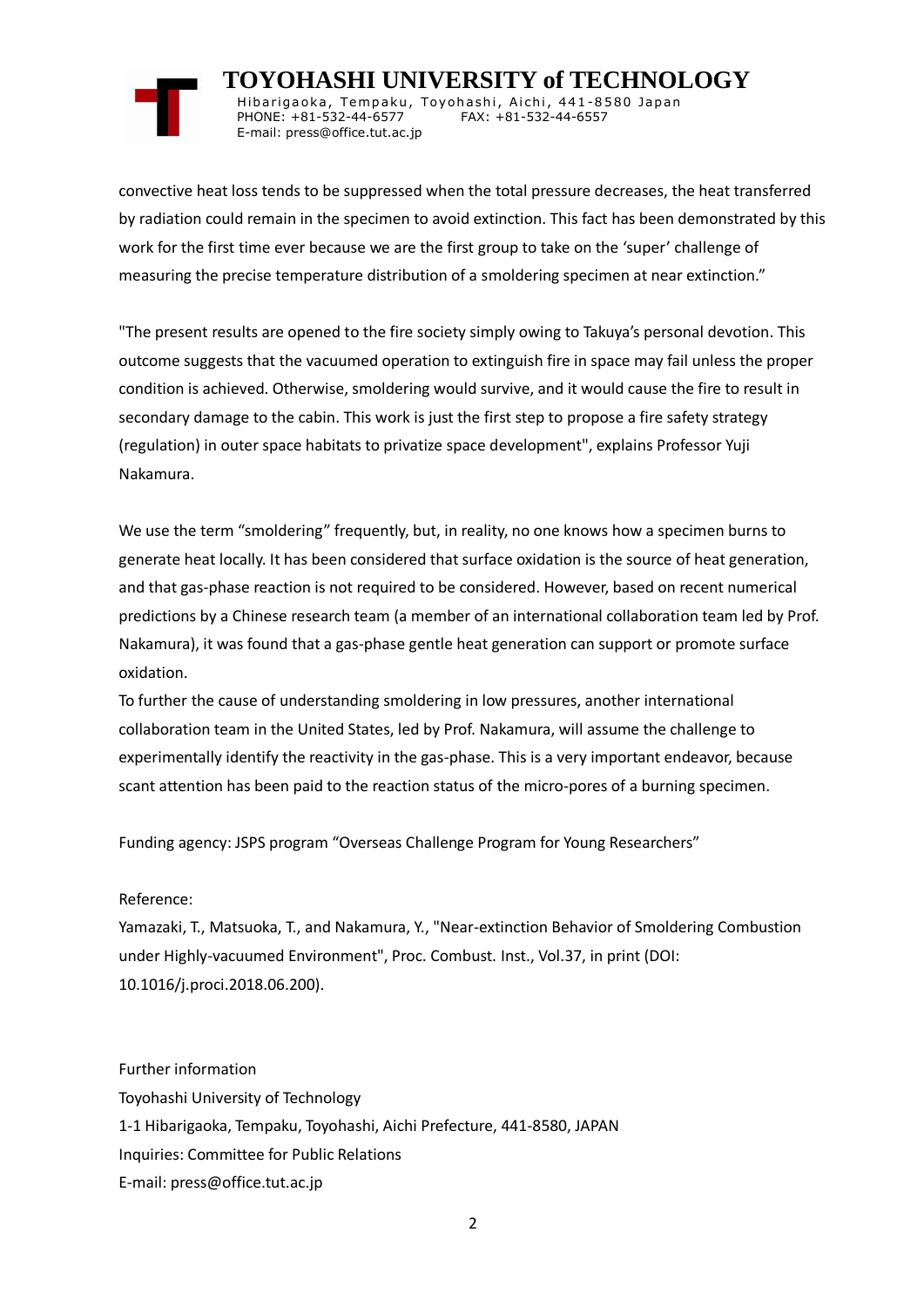convective heat loss tends to be suppressed when the total pressure decreases, the heat transferred by radiation could remain in the specimen to avoid extinction. This fact has been demonstrated by this work for the first time ever because we are the first group to take on the 'super' challenge of measuring the precise temperature distribution of a smoldering specimen at near extinction."

"The present results are opened to the fire society simply owing to Takuya's personal devotion. This outcome suggests that the vacuumed operation to extinguish fire in space may fail unless the proper condition is achieved. Otherwise, smoldering would survive, and it would cause the fire to result in secondary damage to the cabin. This work is just the first step to propose a fire safety strategy (regulation) in outer space habitats to privatize space development", explains Professor Yuji Nakamura.

We use the term "smoldering" frequently, but, in reality, no one knows how a specimen burns to generate heat locally. It has been considered that surface oxidation is the source of heat generation, and that gas-phase reaction is not required to be considered. However, based on recent numerical predictions by a Chinese research team (a member of an international collaboration team led by Prof. Nakamura), it was found that a gas-phase gentle heat generation can support or promote surface oxidation.

To further the cause of understanding smoldering in low pressures, another international collaboration team in the United States, led by Prof. Nakamura, will assume the challenge to experimentally identify the reactivity in the gas-phase. This is a very important endeavor, because scant attention has been paid to the reaction status of the micro-pores of a burning specimen.

Funding agency: JSPS program "Overseas Challenge Program for Young Researchers"

Reference:

Yamazaki, T., Matsuoka, T., and Nakamura, Y., "Near-extinction Behavior of Smoldering Combustion under Highly-vacuumed Environment", Proc. Combust. Inst., Vol.37, in print (DOI: 10.1016/j.proci.2018.06.200).

Further information

Toyohashi University of Technology

1-1 Hibarigaoka, Tempaku, Toyohashi, Aichi Prefecture, 441-8580, JAPAN

Inquiries: Committee for Public Relations

E-mail: press@office.tut.ac.jp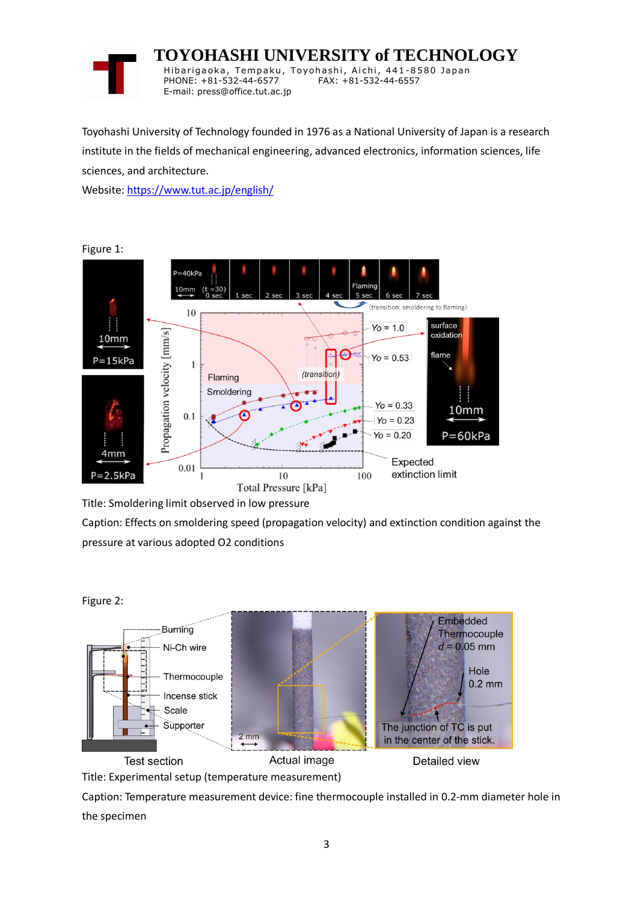# TOYOHASHI UNIVERSITY of TECHNOLOGY

Hibarigaoka, Tempaku, Toyohashi, Aichi, 441-8580 Japan
PHONE: +81-532-44-6577 FAX: +81-532-44-6557
E-mail: press@office.tut.ac.jp

Toyohashi University of Technology founded in 1976 as a National University of Japan is a research institute in the fields of mechanical engineering, advanced electronics, information sciences, life sciences, and architecture.

Website: [https://www.tut.ac.jp/english/](https://www.tut.ac.jp/english/)

Figure 1:

Title: Smoldering limit observed in low pressure

Caption: Effects on smoldering speed (propagation velocity) and extinction condition against the pressure at various adopted O2 conditions

Figure 2:

Title: Experimental setup (temperature measurement)

Caption: Temperature measurement device: fine thermocouple installed in 0.2-mm diameter hole in the specimen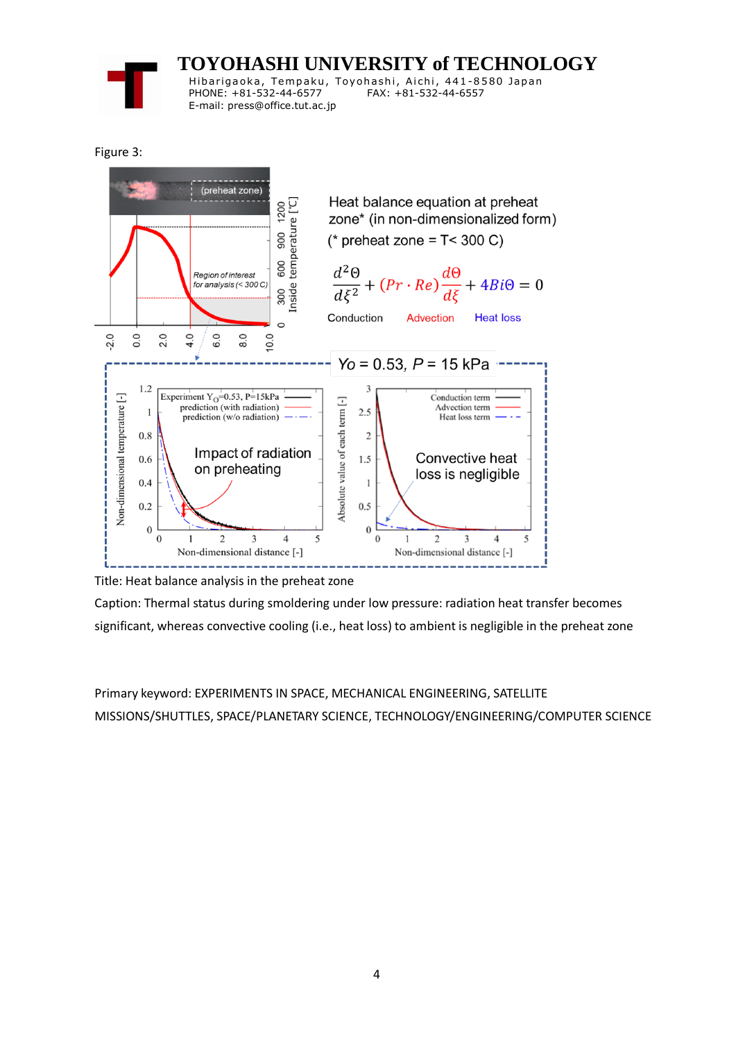TOYOHASHI UNIVERSITY of TECHNOLOGY

Hibarigaoka, Tempaku, Toyohashi, Aichi, 441-8580 Japan
PHONE: +81-532-44-6577 FAX: +81-532-44-6557
E-mail: press@office.tut.ac.jp

Figure 3:

(preheat zone)

Region of interest for analysis (< 300 C)

Inside temperature [°C]

0 300 600 900 1200

-2.0 0.0 2.0 4.0 6.0 8.0 10.0

Heat balance equation at preheat zone* (in non-dimensionalized form)

(* preheat zone = T< 300 C)

$$\frac{d^2\Theta}{d\xi^2} + (Pr \cdot Re)\frac{d\Theta}{d\xi} + 4Bi\Theta = 0$$

Conduction Advection Heat loss

$Yo$ = 0.53, $P$ = 15 kPa

Experiment $Y_O$=0.53, P=15kPa
prediction (with radiation)
prediction (w/o radiation)

Impact of radiation on preheating

Non-dimensional temperature [-]

0 0.2 0.4 0.6 0.8 1 1.2

0 1 2 3 4 5

Non-dimensional distance [-]

Conduction term
Advection term
Heat loss term

Convective heat loss is negligible

Absolute value of each term [-]

0 0.5 1 1.5 2 2.5 3

0 1 2 3 4 5

Non-dimensional distance [-]

Title: Heat balance analysis in the preheat zone

Caption: Thermal status during smoldering under low pressure: radiation heat transfer becomes significant, whereas convective cooling (i.e., heat loss) to ambient is negligible in the preheat zone

Primary keyword: EXPERIMENTS IN SPACE, MECHANICAL ENGINEERING, SATELLITE MISSIONS/SHUTTLES, SPACE/PLANETARY SCIENCE, TECHNOLOGY/ENGINEERING/COMPUTER SCIENCE